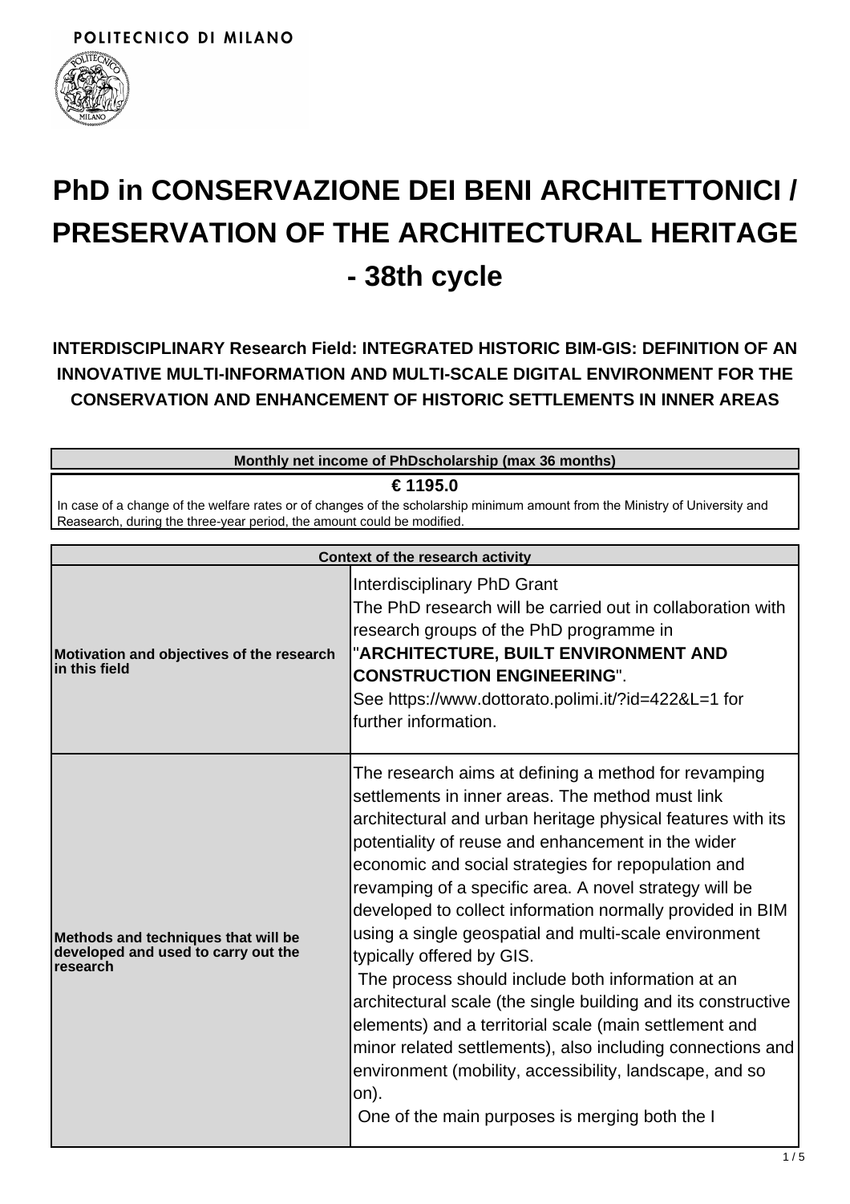POLITECNICO DI MILANO

# PhD in CONSERVAZIONE DEI BENI ARCHITETTONICI / PRESERVATION OF THE ARCHITECTURAL HERITAGE - 38th cycle

### INTERDISCIPLINARY Research Field: INTEGRATED HISTORIC BIM-GIS: DEFINITION OF AN INNOVATIVE MULTI-INFORMATION AND MULTI-SCALE DIGITAL ENVIRONMENT FOR THE CONSERVATION AND ENHANCEMENT OF HISTORIC SETTLEMENTS IN INNER AREAS

| Monthly net income of PhDscholarship (max 36 months) |
|---|
| **€ 1195.0** |
| In case of a change of the welfare rates or of changes of the scholarship minimum amount from the Ministry of University and Reasearch, during the three-year period, the amount could be modified. |

| Context of the research activity | |
|---|---|
| **Motivation and objectives of the research in this field** | Interdisciplinary PhD Grant<br>The PhD research will be carried out in collaboration with research groups of the PhD programme in "**ARCHITECTURE, BUILT ENVIRONMENT AND CONSTRUCTION ENGINEERING**".<br>See https://www.dottorato.polimi.it/?id=422&L=1 for further information. |
| **Methods and techniques that will be developed and used to carry out the research** | The research aims at defining a method for revamping settlements in inner areas. The method must link architectural and urban heritage physical features with its potentiality of reuse and enhancement in the wider economic and social strategies for repopulation and revamping of a specific area. A novel strategy will be developed to collect information normally provided in BIM using a single geospatial and multi-scale environment typically offered by GIS.<br>The process should include both information at an architectural scale (the single building and its constructive elements) and a territorial scale (main settlement and minor related settlements), also including connections and environment (mobility, accessibility, landscape, and so on).<br>One of the main purposes is merging both the I |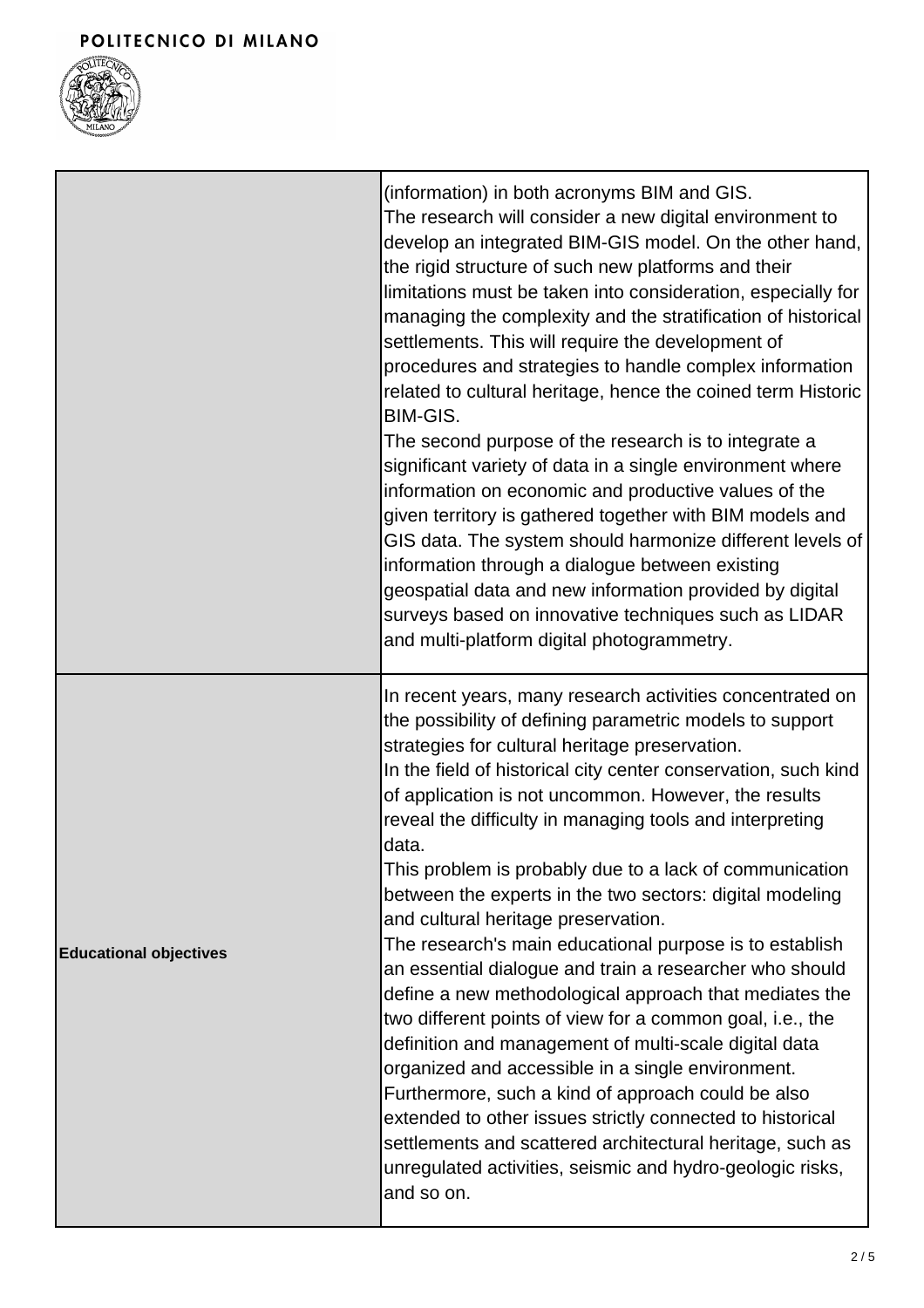| | |
|---|---|
| | (information) in both acronyms BIM and GIS.<br>The research will consider a new digital environment to develop an integrated BIM-GIS model. On the other hand, the rigid structure of such new platforms and their limitations must be taken into consideration, especially for managing the complexity and the stratification of historical settlements. This will require the development of procedures and strategies to handle complex information related to cultural heritage, hence the coined term Historic BIM-GIS.<br>The second purpose of the research is to integrate a significant variety of data in a single environment where information on economic and productive values of the given territory is gathered together with BIM models and GIS data. The system should harmonize different levels of information through a dialogue between existing geospatial data and new information provided by digital surveys based on innovative techniques such as LIDAR and multi-platform digital photogrammetry. |
| **Educational objectives** | In recent years, many research activities concentrated on the possibility of defining parametric models to support strategies for cultural heritage preservation.<br>In the field of historical city center conservation, such kind of application is not uncommon. However, the results reveal the difficulty in managing tools and interpreting data.<br>This problem is probably due to a lack of communication between the experts in the two sectors: digital modeling and cultural heritage preservation.<br>The research's main educational purpose is to establish an essential dialogue and train a researcher who should define a new methodological approach that mediates the two different points of view for a common goal, i.e., the definition and management of multi-scale digital data organized and accessible in a single environment.<br>Furthermore, such a kind of approach could be also extended to other issues strictly connected to historical settlements and scattered architectural heritage, such as unregulated activities, seismic and hydro-geologic risks, and so on. |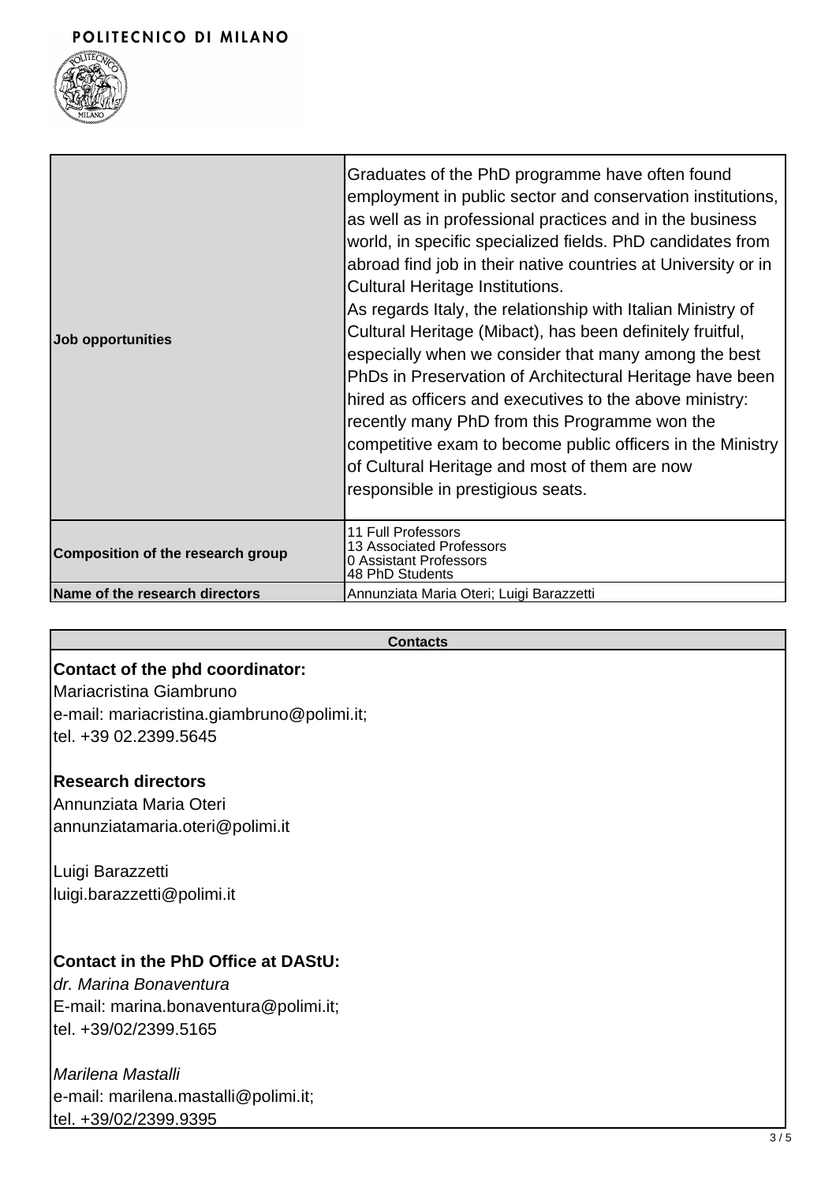| | |
|---|---|
| **Job opportunities** | Graduates of the PhD programme have often found employment in public sector and conservation institutions, as well as in professional practices and in the business world, in specific specialized fields. PhD candidates from abroad find job in their native countries at University or in Cultural Heritage Institutions.<br>As regards Italy, the relationship with Italian Ministry of Cultural Heritage (Mibact), has been definitely fruitful, especially when we consider that many among the best PhDs in Preservation of Architectural Heritage have been hired as officers and executives to the above ministry: recently many PhD from this Programme won the competitive exam to become public officers in the Ministry of Cultural Heritage and most of them are now responsible in prestigious seats. |
| **Composition of the research group** | 11 Full Professors<br>13 Associated Professors<br>0 Assistant Professors<br>48 PhD Students |
| **Name of the research directors** | Annunziata Maria Oteri; Luigi Barazzetti |

**Contacts**

**Contact of the phd coordinator:**
Mariacristina Giambruno
e-mail: mariacristina.giambruno@polimi.it;
tel. +39 02.2399.5645

**Research directors**
Annunziata Maria Oteri
annunziatamaria.oteri@polimi.it

Luigi Barazzetti
luigi.barazzetti@polimi.it

**Contact in the PhD Office at DAStU:**
*dr. Marina Bonaventura*
E-mail: marina.bonaventura@polimi.it;
tel. +39/02/2399.5165

*Marilena Mastalli*
e-mail: marilena.mastalli@polimi.it;
tel. +39/02/2399.9395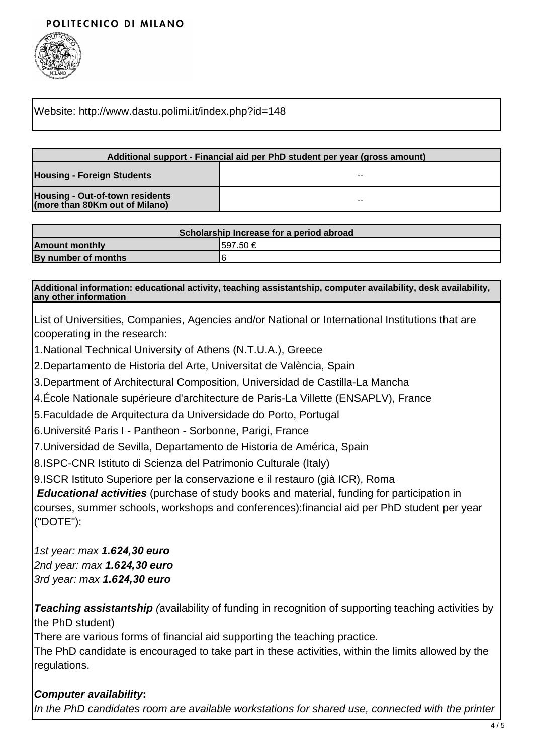Website: http://www.dastu.polimi.it/index.php?id=148

| Additional support - Financial aid per PhD student per year (gross amount) | |
|---|---|
| **Housing - Foreign Students** | -- |
| **Housing - Out-of-town residents (more than 80Km out of Milano)** | -- |

| Scholarship Increase for a period abroad | |
|---|---|
| **Amount monthly** | 597.50 € |
| **By number of months** | 6 |

**Additional information: educational activity, teaching assistantship, computer availability, desk availability, any other information**

List of Universities, Companies, Agencies and/or National or International Institutions that are cooperating in the research:

1.National Technical University of Athens (N.T.U.A.), Greece

2.Departamento de Historia del Arte, Universitat de València, Spain

3.Department of Architectural Composition, Universidad de Castilla-La Mancha

4.École Nationale supérieure d'architecture de Paris-La Villette (ENSAPLV), France

5.Faculdade de Arquitectura da Universidade do Porto, Portugal

6.Université Paris I - Pantheon - Sorbonne, Parigi, France

7.Universidad de Sevilla, Departamento de Historia de América, Spain

8.ISPC-CNR Istituto di Scienza del Patrimonio Culturale (Italy)

9.ISCR Istituto Superiore per la conservazione e il restauro (già ICR), Roma

***Educational activities*** (purchase of study books and material, funding for participation in courses, summer schools, workshops and conferences):financial aid per PhD student per year ("DOTE"):

*1st year: max **1.624,30 euro***
*2nd year: max **1.624,30 euro***
*3rd year: max **1.624,30 euro***

***Teaching assistantship*** *(*availability of funding in recognition of supporting teaching activities by the PhD student)
There are various forms of financial aid supporting the teaching practice.
The PhD candidate is encouraged to take part in these activities, within the limits allowed by the regulations.

***Computer availability*:**
*In the PhD candidates room are available workstations for shared use, connected with the printer*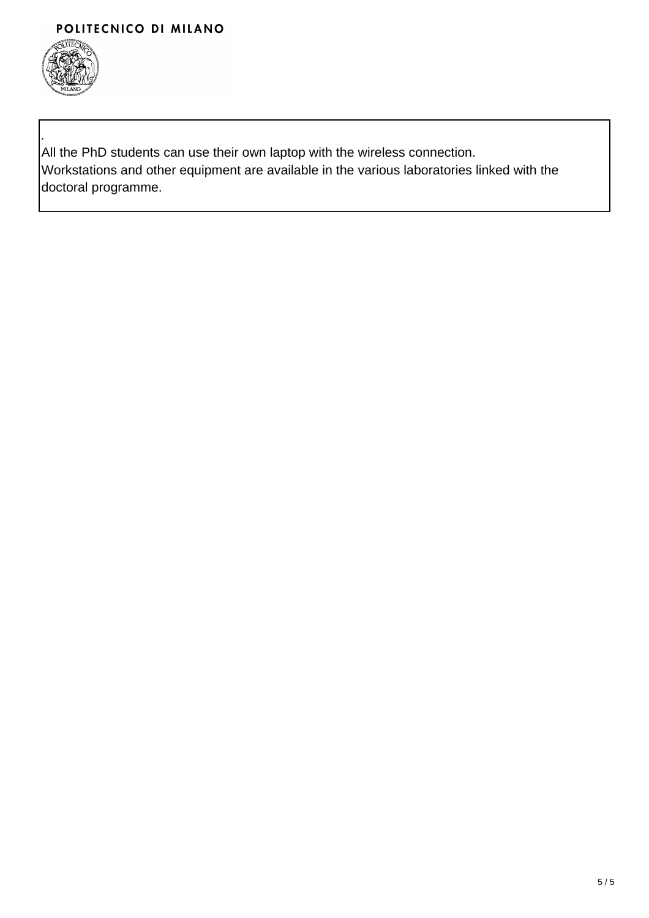.

All the PhD students can use their own laptop with the wireless connection.
Workstations and other equipment are available in the various laboratories linked with the doctoral programme.